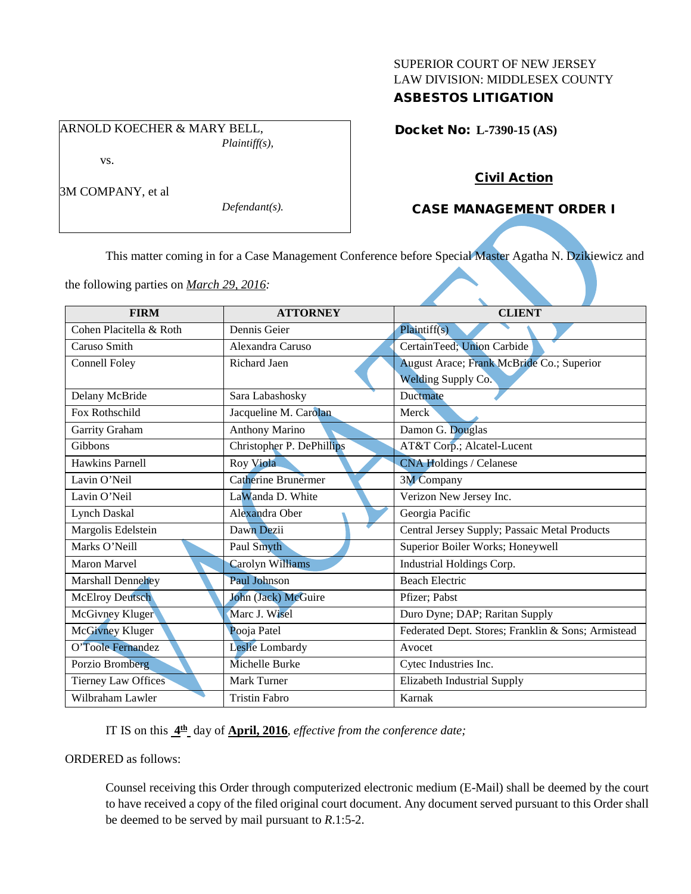SUPERIOR COURT OF NEW JERSEY
LAW DIVISION: MIDDLESEX COUNTY
**ASBESTOS LITIGATION**

ARNOLD KOECHER & MARY BELL,
*Plaintiff(s),*

vs.

3M COMPANY, et al
*Defendant(s).*

**Docket No: L-7390-15 (AS)**

**Civil Action**

**CASE MANAGEMENT ORDER I**

VACATED

This matter coming in for a Case Management Conference before Special Master Agatha N. Dzikiewicz and the following parties on *March 29, 2016:*

| FIRM | ATTORNEY | CLIENT |
|---|---|---|
| Cohen Placitella & Roth | Dennis Geier | Plaintiff(s) |
| Caruso Smith | Alexandra Caruso | CertainTeed; Union Carbide |
| Connell Foley | Richard Jaen | August Arace; Frank McBride Co.; Superior Welding Supply Co. |
| Delany McBride | Sara Labashosky | Ductmate |
| Fox Rothschild | Jacqueline M. Carolan | Merck |
| Garrity Graham | Anthony Marino | Damon G. Douglas |
| Gibbons | Christopher P. DePhillips | AT&T Corp.; Alcatel-Lucent |
| Hawkins Parnell | Roy Viola | CNA Holdings / Celanese |
| Lavin O'Neil | Catherine Brunermer | 3M Company |
| Lavin O'Neil | LaWanda D. White | Verizon New Jersey Inc. |
| Lynch Daskal | Alexandra Ober | Georgia Pacific |
| Margolis Edelstein | Dawn Dezii | Central Jersey Supply; Passaic Metal Products |
| Marks O'Neill | Paul Smyth | Superior Boiler Works; Honeywell |
| Maron Marvel | Carolyn Williams | Industrial Holdings Corp. |
| Marshall Dennehey | Paul Johnson | Beach Electric |
| McElroy Deutsch | John (Jack) McGuire | Pfizer; Pabst |
| McGivney Kluger | Marc J. Wisel | Duro Dyne; DAP; Raritan Supply |
| McGivney Kluger | Pooja Patel | Federated Dept. Stores; Franklin & Sons; Armistead |
| O'Toole Fernandez | Leslie Lombardy | Avocet |
| Porzio Bromberg | Michelle Burke | Cytec Industries Inc. |
| Tierney Law Offices | Mark Turner | Elizabeth Industrial Supply |
| Wilbraham Lawler | Tristin Fabro | Karnak |

IT IS on this **4th** day of **April, 2016**, *effective from the conference date;*

ORDERED as follows:

Counsel receiving this Order through computerized electronic medium (E-Mail) shall be deemed by the court to have received a copy of the filed original court document. Any document served pursuant to this Order shall be deemed to be served by mail pursuant to *R.*1:5-2.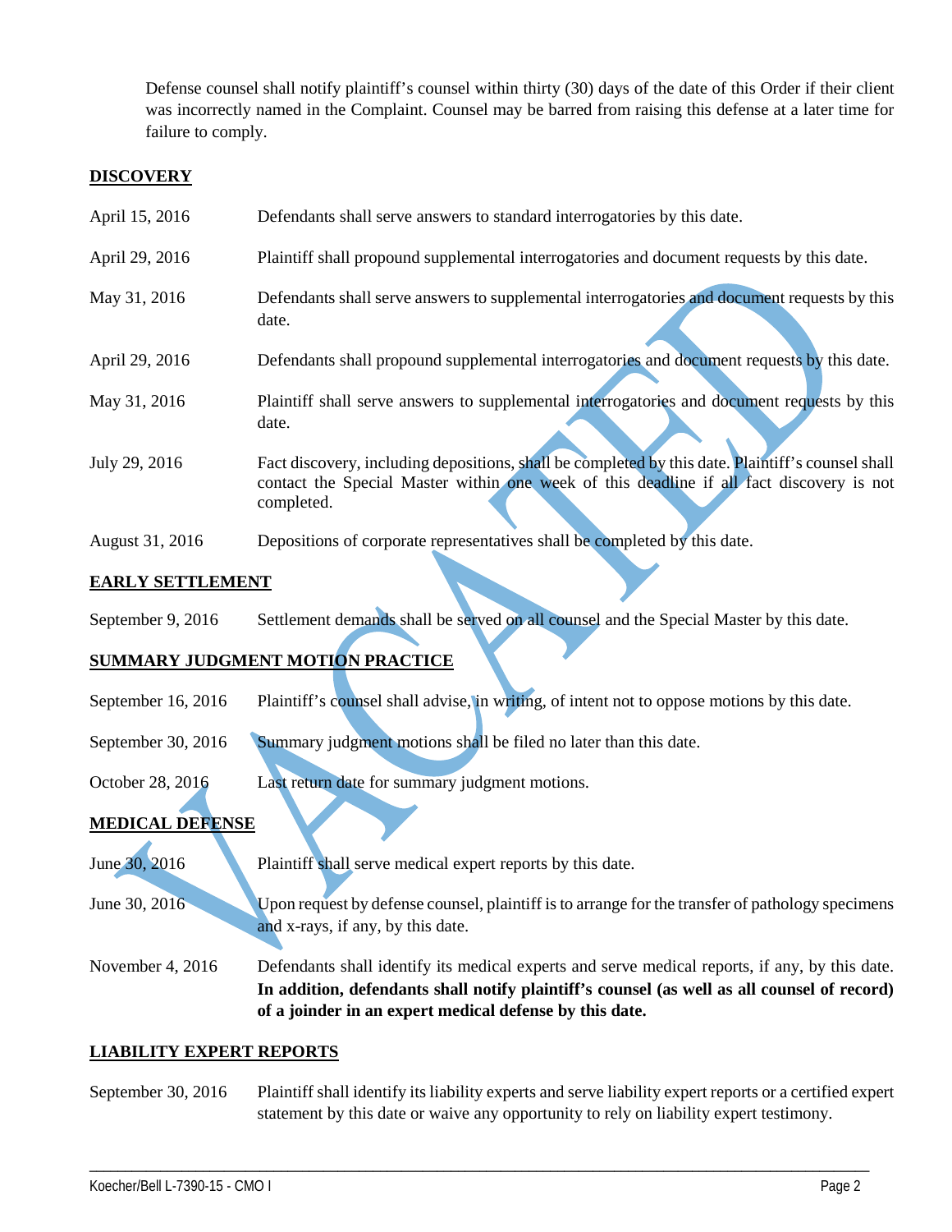Defense counsel shall notify plaintiff's counsel within thirty (30) days of the date of this Order if their client was incorrectly named in the Complaint. Counsel may be barred from raising this defense at a later time for failure to comply.

**DISCOVERY**

| | |
|---|---|
| April 15, 2016 | Defendants shall serve answers to standard interrogatories by this date. |
| April 29, 2016 | Plaintiff shall propound supplemental interrogatories and document requests by this date. |
| May 31, 2016 | Defendants shall serve answers to supplemental interrogatories and document requests by this date. |
| April 29, 2016 | Defendants shall propound supplemental interrogatories and document requests by this date. |
| May 31, 2016 | Plaintiff shall serve answers to supplemental interrogatories and document requests by this date. |
| July 29, 2016 | Fact discovery, including depositions, shall be completed by this date. Plaintiff's counsel shall contact the Special Master within one week of this deadline if all fact discovery is not completed. |
| August 31, 2016 | Depositions of corporate representatives shall be completed by this date. |

**EARLY SETTLEMENT**

| | |
|---|---|
| September 9, 2016 | Settlement demands shall be served on all counsel and the Special Master by this date. |

**SUMMARY JUDGMENT MOTION PRACTICE**

| | |
|---|---|
| September 16, 2016 | Plaintiff's counsel shall advise, in writing, of intent not to oppose motions by this date. |
| September 30, 2016 | Summary judgment motions shall be filed no later than this date. |
| October 28, 2016 | Last return date for summary judgment motions. |

**MEDICAL DEFENSE**

| | |
|---|---|
| June 30, 2016 | Plaintiff shall serve medical expert reports by this date. |
| June 30, 2016 | Upon request by defense counsel, plaintiff is to arrange for the transfer of pathology specimens and x-rays, if any, by this date. |
| November 4, 2016 | Defendants shall identify its medical experts and serve medical reports, if any, by this date. **In addition, defendants shall notify plaintiff's counsel (as well as all counsel of record) of a joinder in an expert medical defense by this date.** |

**LIABILITY EXPERT REPORTS**

| | |
|---|---|
| September 30, 2016 | Plaintiff shall identify its liability experts and serve liability expert reports or a certified expert statement by this date or waive any opportunity to rely on liability expert testimony. |

VACATED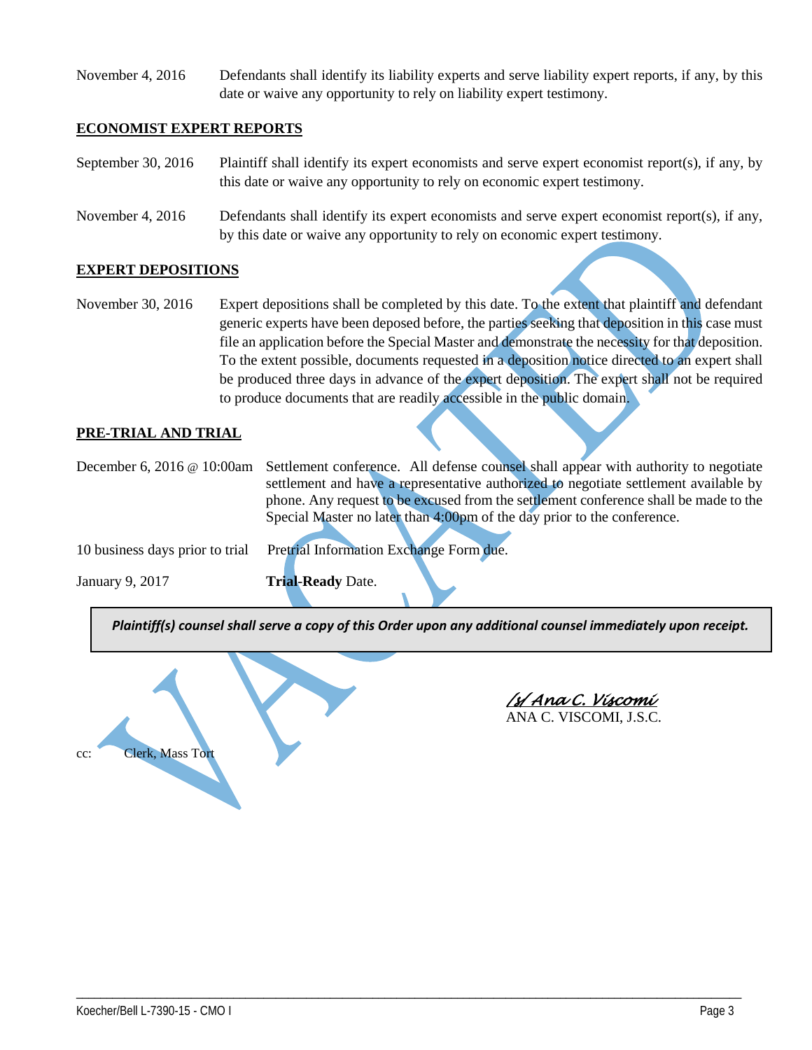| | |
|---|---|
| November 4, 2016 | Defendants shall identify its liability experts and serve liability expert reports, if any, by this date or waive any opportunity to rely on liability expert testimony. |

**ECONOMIST EXPERT REPORTS**

| | |
|---|---|
| September 30, 2016 | Plaintiff shall identify its expert economists and serve expert economist report(s), if any, by this date or waive any opportunity to rely on economic expert testimony. |
| November 4, 2016 | Defendants shall identify its expert economists and serve expert economist report(s), if any, by this date or waive any opportunity to rely on economic expert testimony. |

**EXPERT DEPOSITIONS**

| | |
|---|---|
| November 30, 2016 | Expert depositions shall be completed by this date. To the extent that plaintiff and defendant generic experts have been deposed before, the parties seeking that deposition in this case must file an application before the Special Master and demonstrate the necessity for that deposition. To the extent possible, documents requested in a deposition notice directed to an expert shall be produced three days in advance of the expert deposition. The expert shall not be required to produce documents that are readily accessible in the public domain. |

**PRE-TRIAL AND TRIAL**

| | |
|---|---|
| December 6, 2016 @ 10:00am | Settlement conference. All defense counsel shall appear with authority to negotiate settlement and have a representative authorized to negotiate settlement available by phone. Any request to be excused from the settlement conference shall be made to the Special Master no later than 4:00pm of the day prior to the conference. |
| 10 business days prior to trial | Pretrial Information Exchange Form due. |
| January 9, 2017 | **Trial-Ready** Date. |

***Plaintiff(s) counsel shall serve a copy of this Order upon any additional counsel immediately upon receipt.***

/s/ Ana C. Viscomi
ANA C. VISCOMI, J.S.C.

cc: Clerk, Mass Tort

VACATED